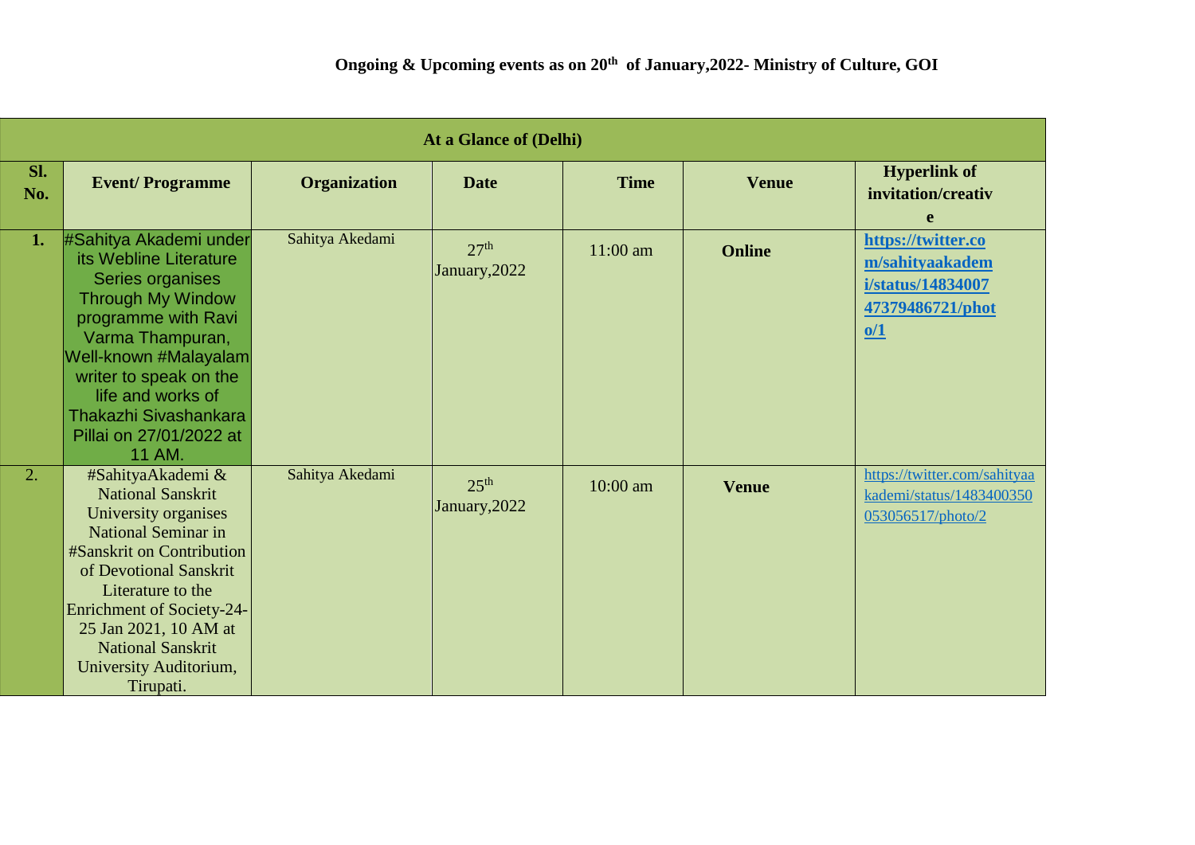# Ongoing & Upcoming events as on 20th of January,2022- Ministry of Culture, GOI

| At a Glance of (Delhi) | | | | | | |
|---|---|---|---|---|---|---|
| **Sl. No.** | **Event/ Programme** | **Organization** | **Date** | **Time** | **Venue** | **Hyperlink of invitation/creative** |
| **1.** | #Sahitya Akademi under its Webline Literature Series organises Through My Window programme with Ravi Varma Thampuran, Well-known #Malayalam writer to speak on the life and works of Thakazhi Sivashankara Pillai on 27/01/2022 at 11 AM. | Sahitya Akedami | 27th January,2022 | 11:00 am | **Online** | **https://twitter.com/sahityaakademi/status/1483400747379486721/photo/1** |
| 2. | #SahityaAkademi & National Sanskrit University organises National Seminar in #Sanskrit on Contribution of Devotional Sanskrit Literature to the Enrichment of Society-24-25 Jan 2021, 10 AM at National Sanskrit University Auditorium, Tirupati. | Sahitya Akedami | 25th January,2022 | 10:00 am | **Venue** | https://twitter.com/sahityaakademi/status/1483400350053056517/photo/2 |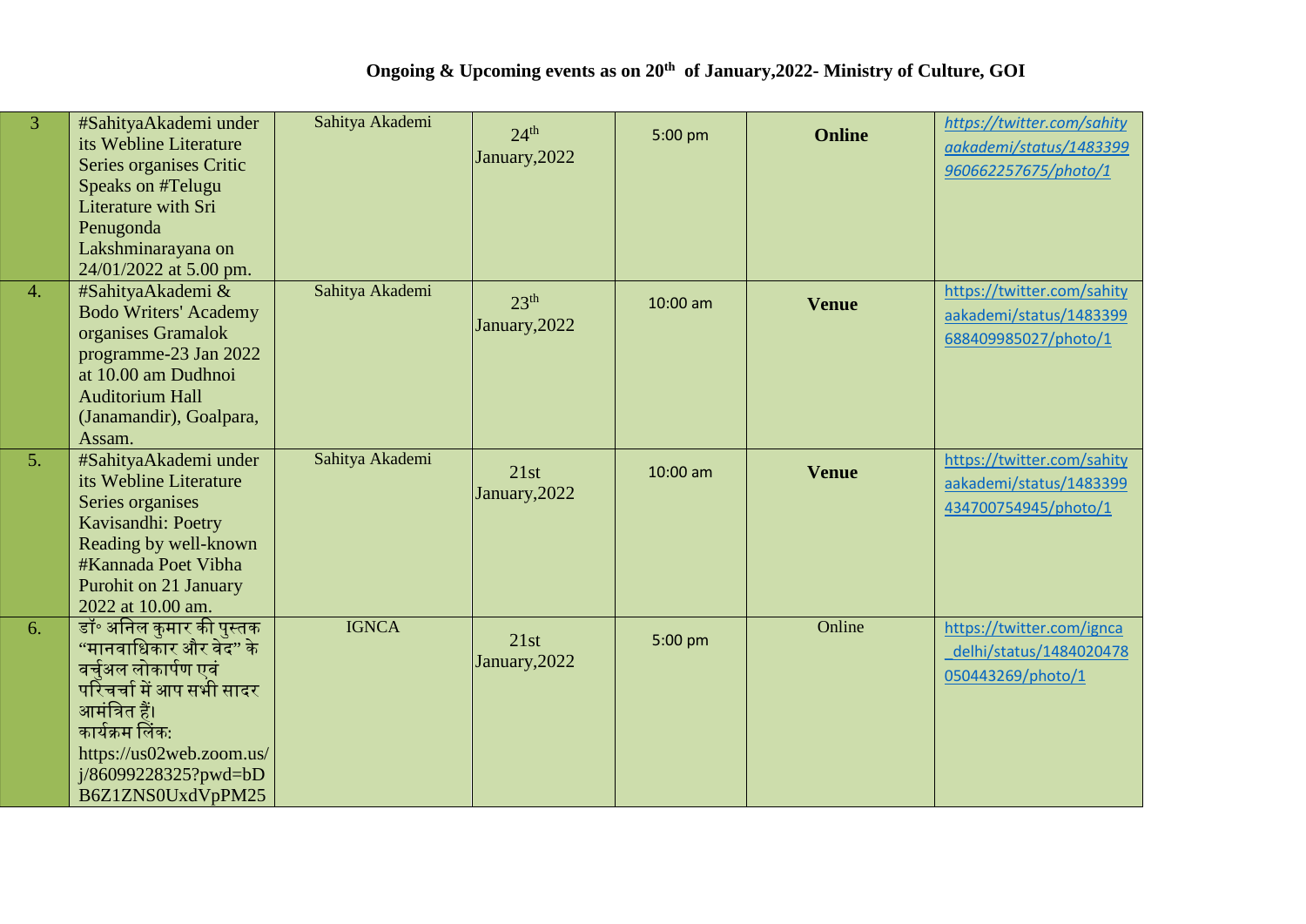## Ongoing & Upcoming events as on 20th of January,2022- Ministry of Culture, GOI

| | | | | | | |
|---|---|---|---|---|---|---|
| 3 | #SahityaAkademi under its Webline Literature Series organises Critic Speaks on #Telugu Literature with Sri Penugonda Lakshminarayana on 24/01/2022 at 5.00 pm. | Sahitya Akademi | 24th January,2022 | 5:00 pm | **Online** | *https://twitter.com/sahityaakademi/status/1483399960662257675/photo/1* |
| 4. | #SahityaAkademi & Bodo Writers' Academy organises Gramalok programme-23 Jan 2022 at 10.00 am Dudhnoi Auditorium Hall (Janamandir), Goalpara, Assam. | Sahitya Akademi | 23th January,2022 | 10:00 am | **Venue** | https://twitter.com/sahityaakademi/status/1483399688409985027/photo/1 |
| 5. | #SahityaAkademi under its Webline Literature Series organises Kavisandhi: Poetry Reading by well-known #Kannada Poet Vibha Purohit on 21 January 2022 at 10.00 am. | Sahitya Akademi | 21st January,2022 | 10:00 am | **Venue** | https://twitter.com/sahityaakademi/status/1483399434700754945/photo/1 |
| 6. | डॉ॰ अनिल कुमार की पुस्तक "मानवाधिकार और वेद" के वर्चुअल लोकार्पण एवं परिचर्चा में आप सभी सादर आमंत्रित हैं। कार्यक्रम लिंक: https://us02web.zoom.us/j/86099228325?pwd=bDB6Z1ZNS0UxdVpPM25 | IGNCA | 21st January,2022 | 5:00 pm | Online | https://twitter.com/ignca_delhi/status/1484020478050443269/photo/1 |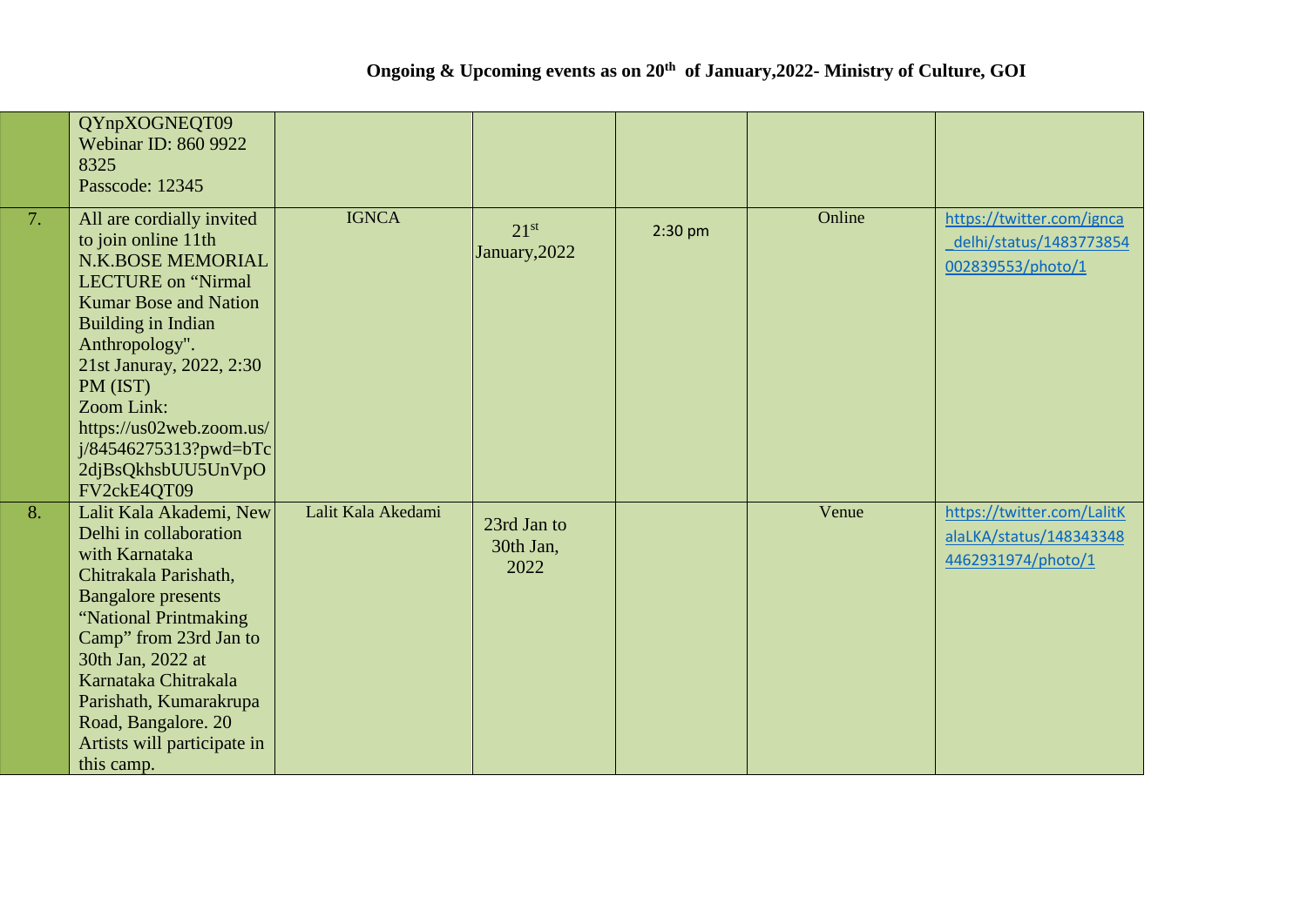## Ongoing & Upcoming events as on 20th of January,2022- Ministry of Culture, GOI

| | | | | | | |
|---|---|---|---|---|---|---|
| | QYnpXOGNEQT09 Webinar ID: 860 9922 8325 Passcode: 12345 | | | | | |
| 7. | All are cordially invited to join online 11th N.K.BOSE MEMORIAL LECTURE on "Nirmal Kumar Bose and Nation Building in Indian Anthropology". 21st Januray, 2022, 2:30 PM (IST) Zoom Link: https://us02web.zoom.us/j/84546275313?pwd=bTc2djBsQkhsbUU5UnVpOFV2ckE4QT09 | IGNCA | 21st January,2022 | 2:30 pm | Online | https://twitter.com/ignca_delhi/status/1483773854002839553/photo/1 |
| 8. | Lalit Kala Akademi, New Delhi in collaboration with Karnataka Chitrakala Parishath, Bangalore presents "National Printmaking Camp" from 23rd Jan to 30th Jan, 2022 at Karnataka Chitrakala Parishath, Kumarakrupa Road, Bangalore. 20 Artists will participate in this camp. | Lalit Kala Akedami | 23rd Jan to 30th Jan, 2022 | | Venue | https://twitter.com/LalitKalaLKA/status/1483433484462931974/photo/1 |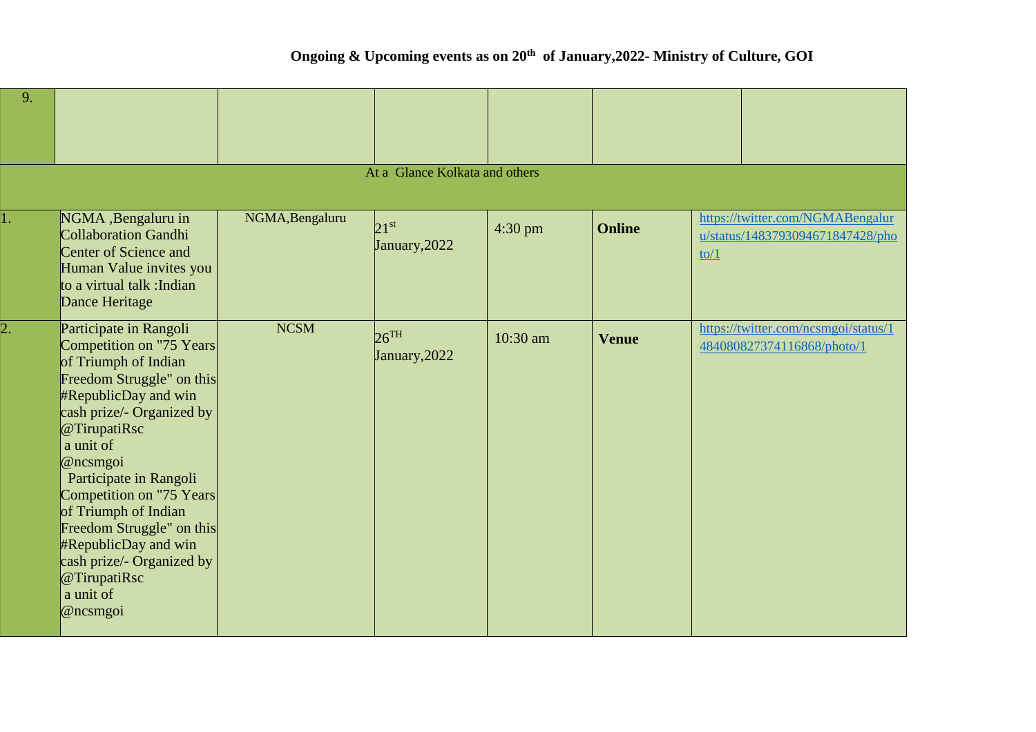**Ongoing & Upcoming events as on 20th of January,2022- Ministry of Culture, GOI**

| 9. | | | | | | |
|---|---|---|---|---|---|---|
| At a Glance Kolkata and others | | | | | | |
| 1. | NGMA ,Bengaluru in Collaboration Gandhi Center of Science and Human Value invites you to a virtual talk :Indian Dance Heritage | NGMA,Bengaluru | 21st January,2022 | 4:30 pm | **Online** | https://twitter.com/NGMABengaluru/status/1483793094671847428/photo/1 |
| 2. | Participate in Rangoli Competition on "75 Years of Triumph of Indian Freedom Struggle" on this #RepublicDay and win cash prize/- Organized by @TirupatiRsc a unit of @ncsmgoi Participate in Rangoli Competition on "75 Years of Triumph of Indian Freedom Struggle" on this #RepublicDay and win cash prize/- Organized by @TirupatiRsc a unit of @ncsmgoi | NCSM | 26TH January,2022 | 10:30 am | **Venue** | https://twitter.com/ncsmgoi/status/1484080827374116868/photo/1 |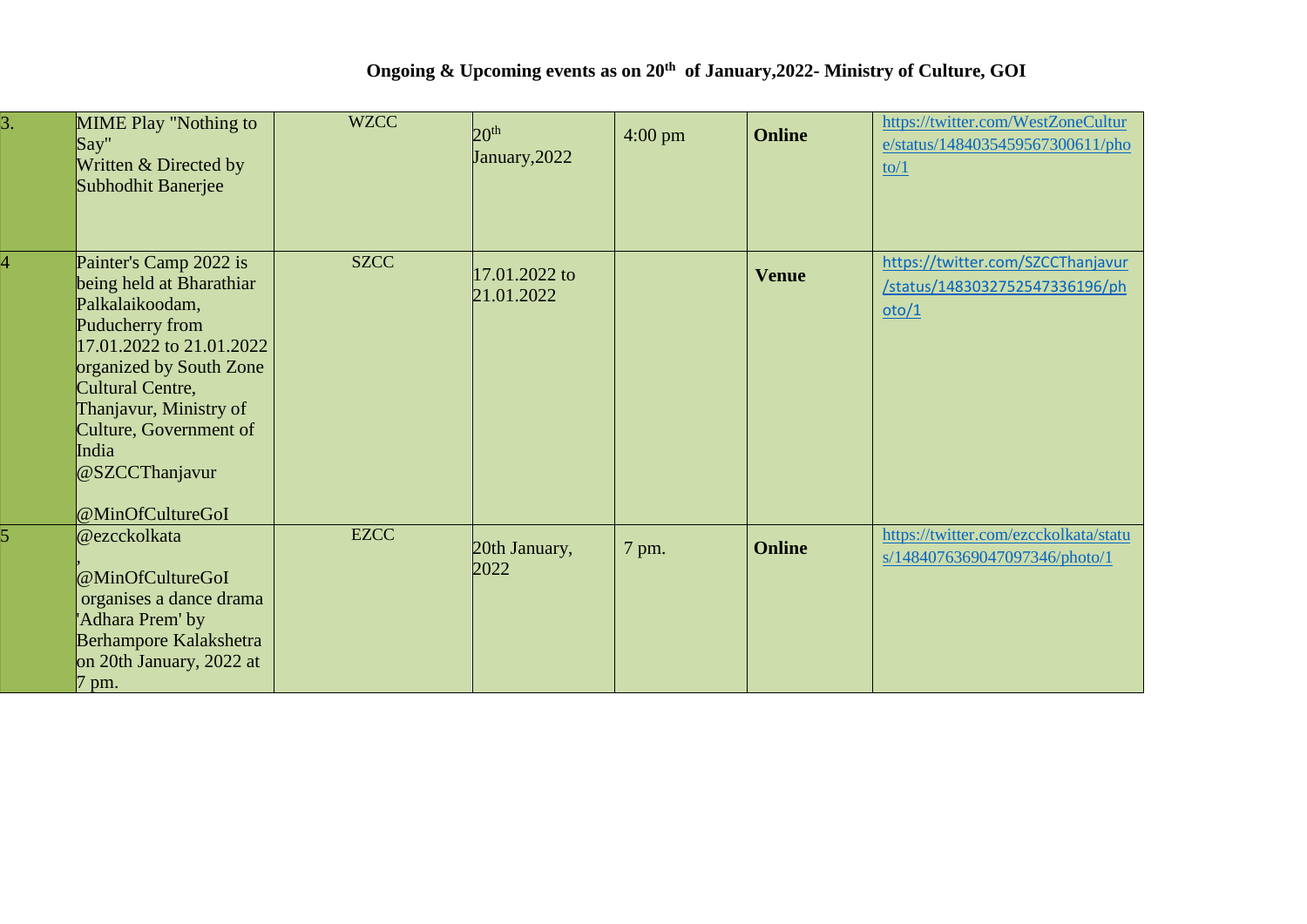**Ongoing & Upcoming events as on 20th of January,2022- Ministry of Culture, GOI**

| | | | | | | |
|---|---|---|---|---|---|---|
| 3. | MIME Play "Nothing to Say" Written & Directed by Subhodhit Banerjee | WZCC | 20th January,2022 | 4:00 pm | **Online** | https://twitter.com/WestZoneCulture/status/1484035459567300611/photo/1 |
| 4 | Painter's Camp 2022 is being held at Bharathiar Palkalaikoodam, Puducherry from 17.01.2022 to 21.01.2022 organized by South Zone Cultural Centre, Thanjavur, Ministry of Culture, Government of India @SZCCThanjavur @MinOfCultureGoI | SZCC | 17.01.2022 to 21.01.2022 | | **Venue** | https://twitter.com/SZCCThanjavur/status/1483032752547336196/photo/1 |
| 5 | @ezcckolkata , @MinOfCultureGoI organises a dance drama 'Adhara Prem' by Berhampore Kalakshetra on 20th January, 2022 at 7 pm. | EZCC | 20th January, 2022 | 7 pm. | **Online** | https://twitter.com/ezcckolkata/status/1484076369047097346/photo/1 |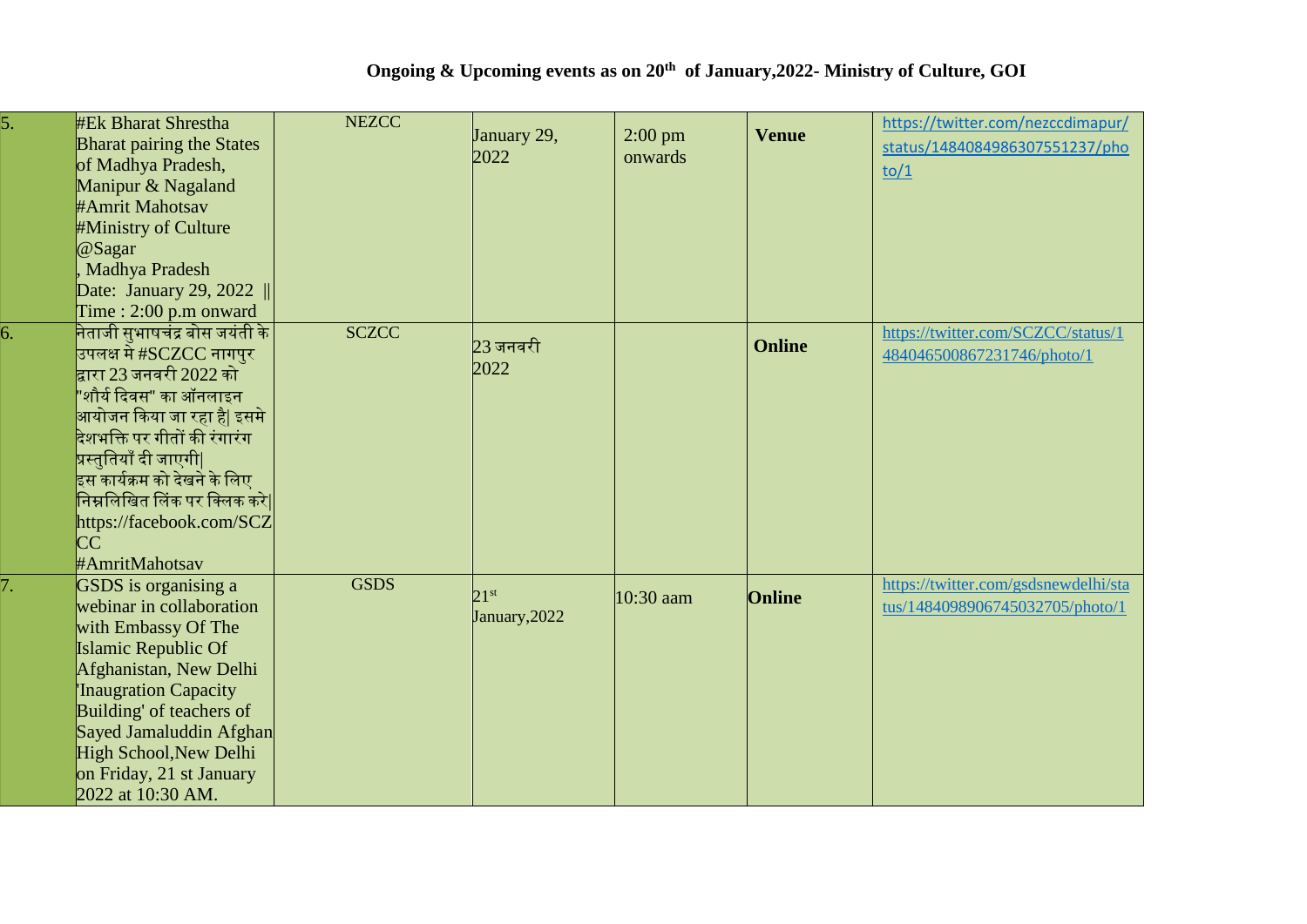**Ongoing & Upcoming events as on 20th of January,2022- Ministry of Culture, GOI**

| | | | | | | |
|---|---|---|---|---|---|---|
| 5. | #Ek Bharat Shrestha Bharat pairing the States of Madhya Pradesh, Manipur & Nagaland #Amrit Mahotsav #Ministry of Culture @Sagar , Madhya Pradesh Date: January 29, 2022 \|\| Time : 2:00 p.m onward | NEZCC | January 29, 2022 | 2:00 pm onwards | **Venue** | https://twitter.com/nezccdimapur/status/1484084986307551237/photo/1 |
| 6. | नेताजी सुभाषचंद्र बोस जयंती के उपलक्ष मे #SCZCC नागपुर द्वारा 23 जनवरी 2022 को "शौर्य दिवस" का ऑनलाइन आयोजन किया जा रहा है\| इसमे देशभक्ति पर गीतों की रंगारंग प्रस्तुतियाँ दी जाएगी\| इस कार्यक्रम को देखने के लिए निम्नलिखित लिंक पर क्लिक करे\| https://facebook.com/SCZCC #AmritMahotsav | SCZCC | 23 जनवरी 2022 | | **Online** | https://twitter.com/SCZCC/status/1484046500867231746/photo/1 |
| 7. | GSDS is organising a webinar in collaboration with Embassy Of The Islamic Republic Of Afghanistan, New Delhi 'Inaugration Capacity Building' of teachers of Sayed Jamaluddin Afghan High School,New Delhi on Friday, 21 st January 2022 at 10:30 AM. | GSDS | 21st January,2022 | 10:30 aam | **Online** | https://twitter.com/gsdsnewdelhi/status/1484098906745032705/photo/1 |